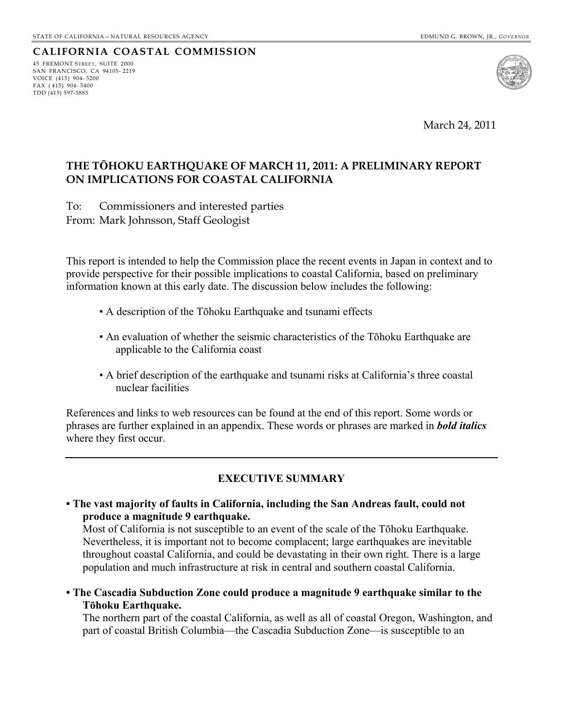STATE OF CALIFORNIA—NATURAL RESOURCES AGENCY

EDMUND G. BROWN, JR., *GOVERNOR*

**CALIFORNIA COASTAL COMMISSION**

45 FREMONT STREET, SUITE 2000
SAN FRANCISCO, CA 94105-2219
VOICE (415) 904-5200
FAX (415) 904-5400
TDD (415) 597-5885

March 24, 2011

**THE TŌHOKU EARTHQUAKE OF MARCH 11, 2011: A PRELIMINARY REPORT ON IMPLICATIONS FOR COASTAL CALIFORNIA**

To: Commissioners and interested parties
From: Mark Johnsson, Staff Geologist

This report is intended to help the Commission place the recent events in Japan in context and to provide perspective for their possible implications to coastal California, based on preliminary information known at this early date. The discussion below includes the following:

- A description of the Tōhoku Earthquake and tsunami effects
- An evaluation of whether the seismic characteristics of the Tōhoku Earthquake are applicable to the California coast
- A brief description of the earthquake and tsunami risks at California's three coastal nuclear facilities

References and links to web resources can be found at the end of this report. Some words or phrases are further explained in an appendix. These words or phrases are marked in ***bold italics*** where they first occur.

---

## EXECUTIVE SUMMARY

- **The vast majority of faults in California, including the San Andreas fault, could not produce a magnitude 9 earthquake.**
  Most of California is not susceptible to an event of the scale of the Tōhoku Earthquake. Nevertheless, it is important not to become complacent; large earthquakes are inevitable throughout coastal California, and could be devastating in their own right. There is a large population and much infrastructure at risk in central and southern coastal California.

- **The Cascadia Subduction Zone could produce a magnitude 9 earthquake similar to the Tōhoku Earthquake.**
  The northern part of the coastal California, as well as all of coastal Oregon, Washington, and part of coastal British Columbia—the Cascadia Subduction Zone—is susceptible to an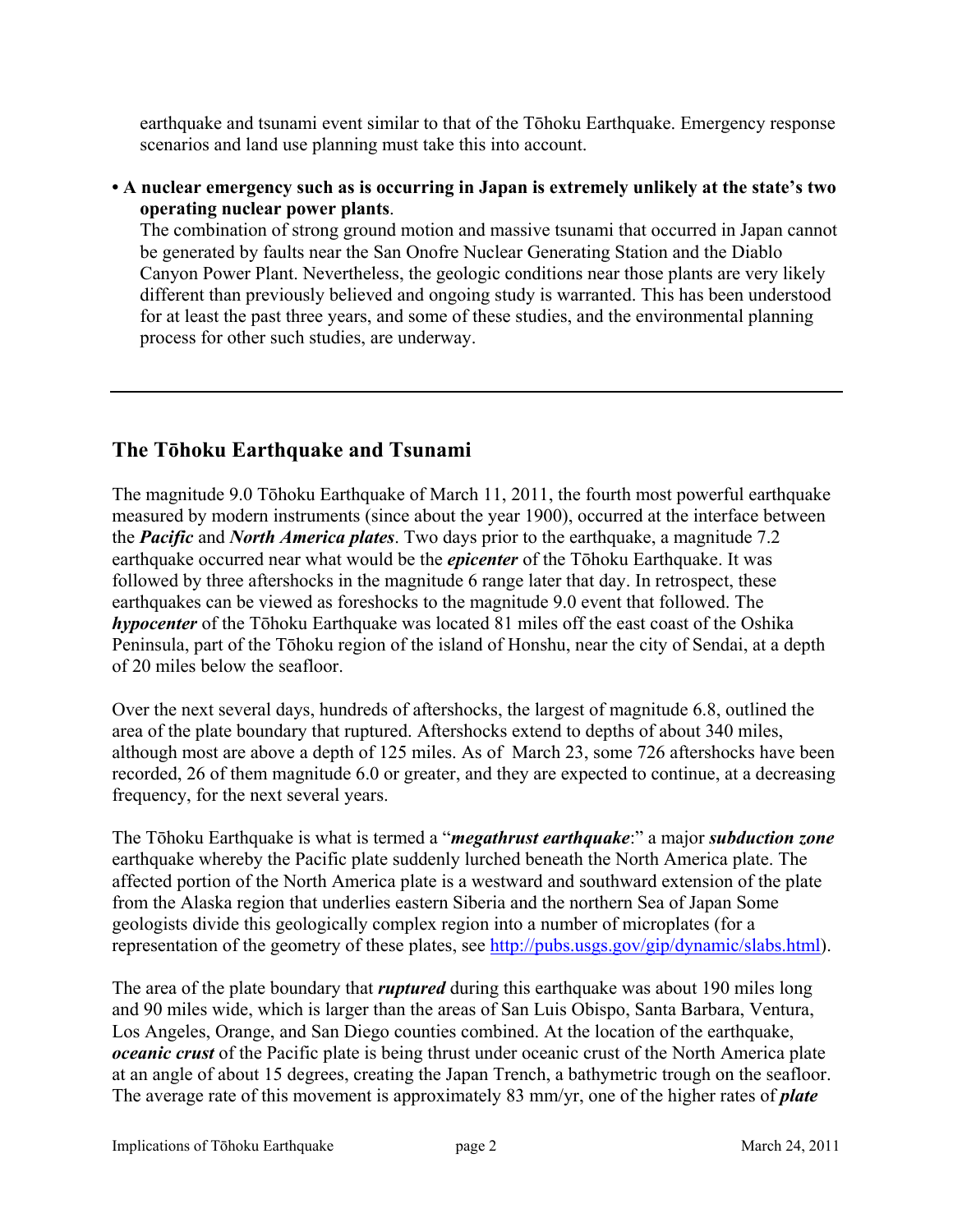earthquake and tsunami event similar to that of the Tōhoku Earthquake. Emergency response scenarios and land use planning must take this into account.

- **A nuclear emergency such as is occurring in Japan is extremely unlikely at the state's two operating nuclear power plants**.
  The combination of strong ground motion and massive tsunami that occurred in Japan cannot be generated by faults near the San Onofre Nuclear Generating Station and the Diablo Canyon Power Plant. Nevertheless, the geologic conditions near those plants are very likely different than previously believed and ongoing study is warranted. This has been understood for at least the past three years, and some of these studies, and the environmental planning process for other such studies, are underway.

---

## The Tōhoku Earthquake and Tsunami

The magnitude 9.0 Tōhoku Earthquake of March 11, 2011, the fourth most powerful earthquake measured by modern instruments (since about the year 1900), occurred at the interface between the ***Pacific*** and ***North America plates***. Two days prior to the earthquake, a magnitude 7.2 earthquake occurred near what would be the ***epicenter*** of the Tōhoku Earthquake. It was followed by three aftershocks in the magnitude 6 range later that day. In retrospect, these earthquakes can be viewed as foreshocks to the magnitude 9.0 event that followed. The ***hypocenter*** of the Tōhoku Earthquake was located 81 miles off the east coast of the Oshika Peninsula, part of the Tōhoku region of the island of Honshu, near the city of Sendai, at a depth of 20 miles below the seafloor.

Over the next several days, hundreds of aftershocks, the largest of magnitude 6.8, outlined the area of the plate boundary that ruptured. Aftershocks extend to depths of about 340 miles, although most are above a depth of 125 miles. As of March 23, some 726 aftershocks have been recorded, 26 of them magnitude 6.0 or greater, and they are expected to continue, at a decreasing frequency, for the next several years.

The Tōhoku Earthquake is what is termed a "***megathrust earthquake***:" a major ***subduction zone*** earthquake whereby the Pacific plate suddenly lurched beneath the North America plate. The affected portion of the North America plate is a westward and southward extension of the plate from the Alaska region that underlies eastern Siberia and the northern Sea of Japan Some geologists divide this geologically complex region into a number of microplates (for a representation of the geometry of these plates, see http://pubs.usgs.gov/gip/dynamic/slabs.html).

The area of the plate boundary that ***ruptured*** during this earthquake was about 190 miles long and 90 miles wide, which is larger than the areas of San Luis Obispo, Santa Barbara, Ventura, Los Angeles, Orange, and San Diego counties combined. At the location of the earthquake, ***oceanic crust*** of the Pacific plate is being thrust under oceanic crust of the North America plate at an angle of about 15 degrees, creating the Japan Trench, a bathymetric trough on the seafloor. The average rate of this movement is approximately 83 mm/yr, one of the higher rates of ***plate***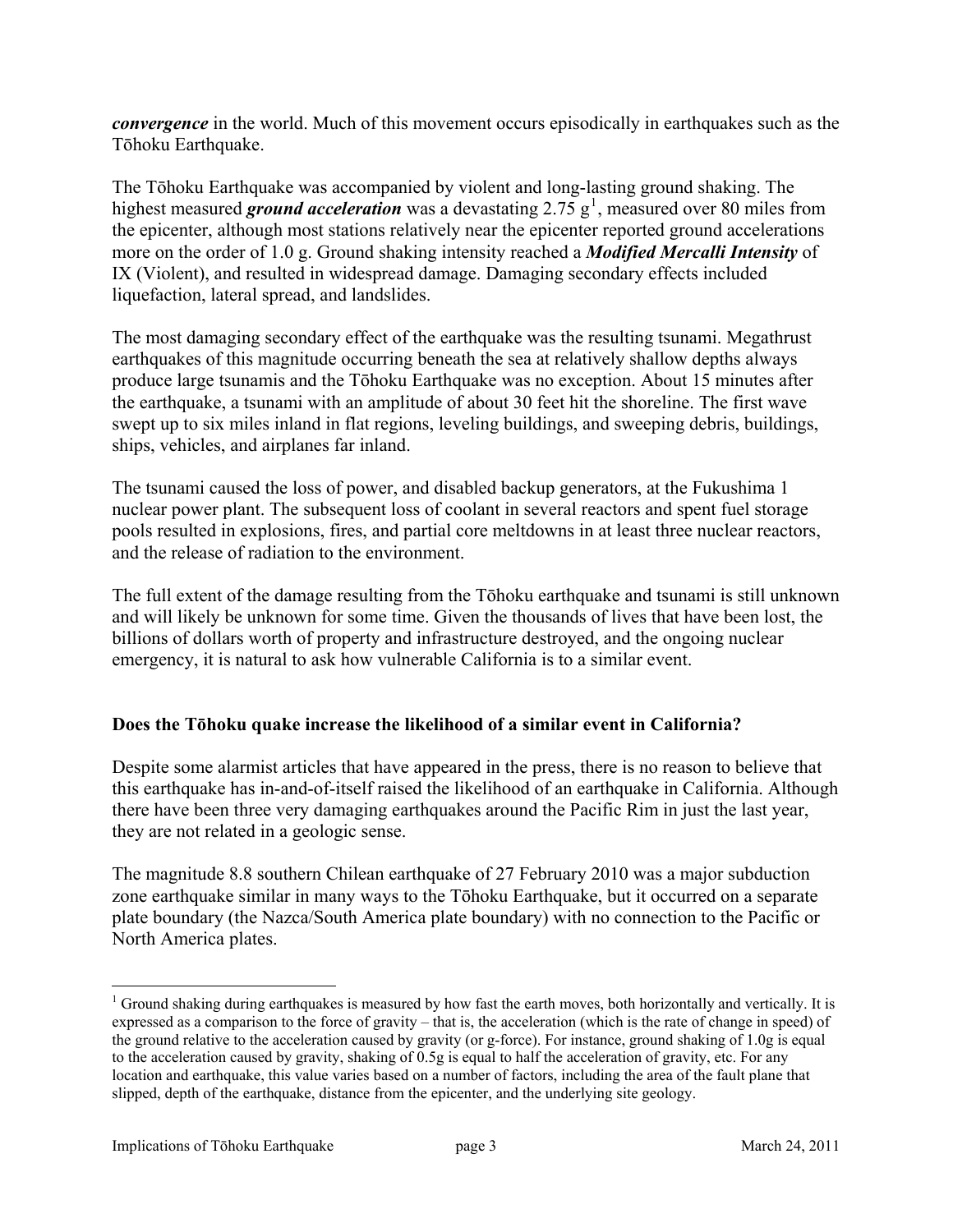***convergence*** in the world. Much of this movement occurs episodically in earthquakes such as the Tōhoku Earthquake.

The Tōhoku Earthquake was accompanied by violent and long-lasting ground shaking. The highest measured ***ground acceleration*** was a devastating 2.75 g[1], measured over 80 miles from the epicenter, although most stations relatively near the epicenter reported ground accelerations more on the order of 1.0 g. Ground shaking intensity reached a ***Modified Mercalli Intensity*** of IX (Violent), and resulted in widespread damage. Damaging secondary effects included liquefaction, lateral spread, and landslides.

The most damaging secondary effect of the earthquake was the resulting tsunami. Megathrust earthquakes of this magnitude occurring beneath the sea at relatively shallow depths always produce large tsunamis and the Tōhoku Earthquake was no exception. About 15 minutes after the earthquake, a tsunami with an amplitude of about 30 feet hit the shoreline. The first wave swept up to six miles inland in flat regions, leveling buildings, and sweeping debris, buildings, ships, vehicles, and airplanes far inland.

The tsunami caused the loss of power, and disabled backup generators, at the Fukushima 1 nuclear power plant. The subsequent loss of coolant in several reactors and spent fuel storage pools resulted in explosions, fires, and partial core meltdowns in at least three nuclear reactors, and the release of radiation to the environment.

The full extent of the damage resulting from the Tōhoku earthquake and tsunami is still unknown and will likely be unknown for some time. Given the thousands of lives that have been lost, the billions of dollars worth of property and infrastructure destroyed, and the ongoing nuclear emergency, it is natural to ask how vulnerable California is to a similar event.

**Does the Tōhoku quake increase the likelihood of a similar event in California?**

Despite some alarmist articles that have appeared in the press, there is no reason to believe that this earthquake has in-and-of-itself raised the likelihood of an earthquake in California. Although there have been three very damaging earthquakes around the Pacific Rim in just the last year, they are not related in a geologic sense.

The magnitude 8.8 southern Chilean earthquake of 27 February 2010 was a major subduction zone earthquake similar in many ways to the Tōhoku Earthquake, but it occurred on a separate plate boundary (the Nazca/South America plate boundary) with no connection to the Pacific or North America plates.

---

[1] Ground shaking during earthquakes is measured by how fast the earth moves, both horizontally and vertically. It is expressed as a comparison to the force of gravity – that is, the acceleration (which is the rate of change in speed) of the ground relative to the acceleration caused by gravity (or g-force). For instance, ground shaking of 1.0g is equal to the acceleration caused by gravity, shaking of 0.5g is equal to half the acceleration of gravity, etc. For any location and earthquake, this value varies based on a number of factors, including the area of the fault plane that slipped, depth of the earthquake, distance from the epicenter, and the underlying site geology.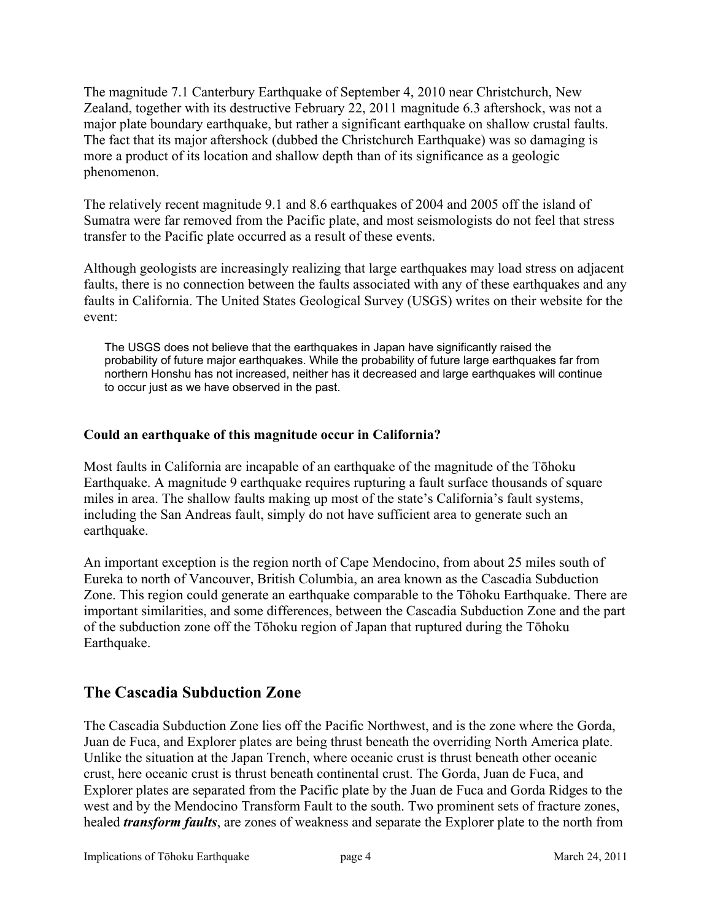The magnitude 7.1 Canterbury Earthquake of September 4, 2010 near Christchurch, New Zealand, together with its destructive February 22, 2011 magnitude 6.3 aftershock, was not a major plate boundary earthquake, but rather a significant earthquake on shallow crustal faults. The fact that its major aftershock (dubbed the Christchurch Earthquake) was so damaging is more a product of its location and shallow depth than of its significance as a geologic phenomenon.

The relatively recent magnitude 9.1 and 8.6 earthquakes of 2004 and 2005 off the island of Sumatra were far removed from the Pacific plate, and most seismologists do not feel that stress transfer to the Pacific plate occurred as a result of these events.

Although geologists are increasingly realizing that large earthquakes may load stress on adjacent faults, there is no connection between the faults associated with any of these earthquakes and any faults in California. The United States Geological Survey (USGS) writes on their website for the event:

> The USGS does not believe that the earthquakes in Japan have significantly raised the probability of future major earthquakes. While the probability of future large earthquakes far from northern Honshu has not increased, neither has it decreased and large earthquakes will continue to occur just as we have observed in the past.

**Could an earthquake of this magnitude occur in California?**

Most faults in California are incapable of an earthquake of the magnitude of the Tōhoku Earthquake. A magnitude 9 earthquake requires rupturing a fault surface thousands of square miles in area. The shallow faults making up most of the state's California's fault systems, including the San Andreas fault, simply do not have sufficient area to generate such an earthquake.

An important exception is the region north of Cape Mendocino, from about 25 miles south of Eureka to north of Vancouver, British Columbia, an area known as the Cascadia Subduction Zone. This region could generate an earthquake comparable to the Tōhoku Earthquake. There are important similarities, and some differences, between the Cascadia Subduction Zone and the part of the subduction zone off the Tōhoku region of Japan that ruptured during the Tōhoku Earthquake.

## The Cascadia Subduction Zone

The Cascadia Subduction Zone lies off the Pacific Northwest, and is the zone where the Gorda, Juan de Fuca, and Explorer plates are being thrust beneath the overriding North America plate. Unlike the situation at the Japan Trench, where oceanic crust is thrust beneath other oceanic crust, here oceanic crust is thrust beneath continental crust. The Gorda, Juan de Fuca, and Explorer plates are separated from the Pacific plate by the Juan de Fuca and Gorda Ridges to the west and by the Mendocino Transform Fault to the south. Two prominent sets of fracture zones, healed ***transform faults***, are zones of weakness and separate the Explorer plate to the north from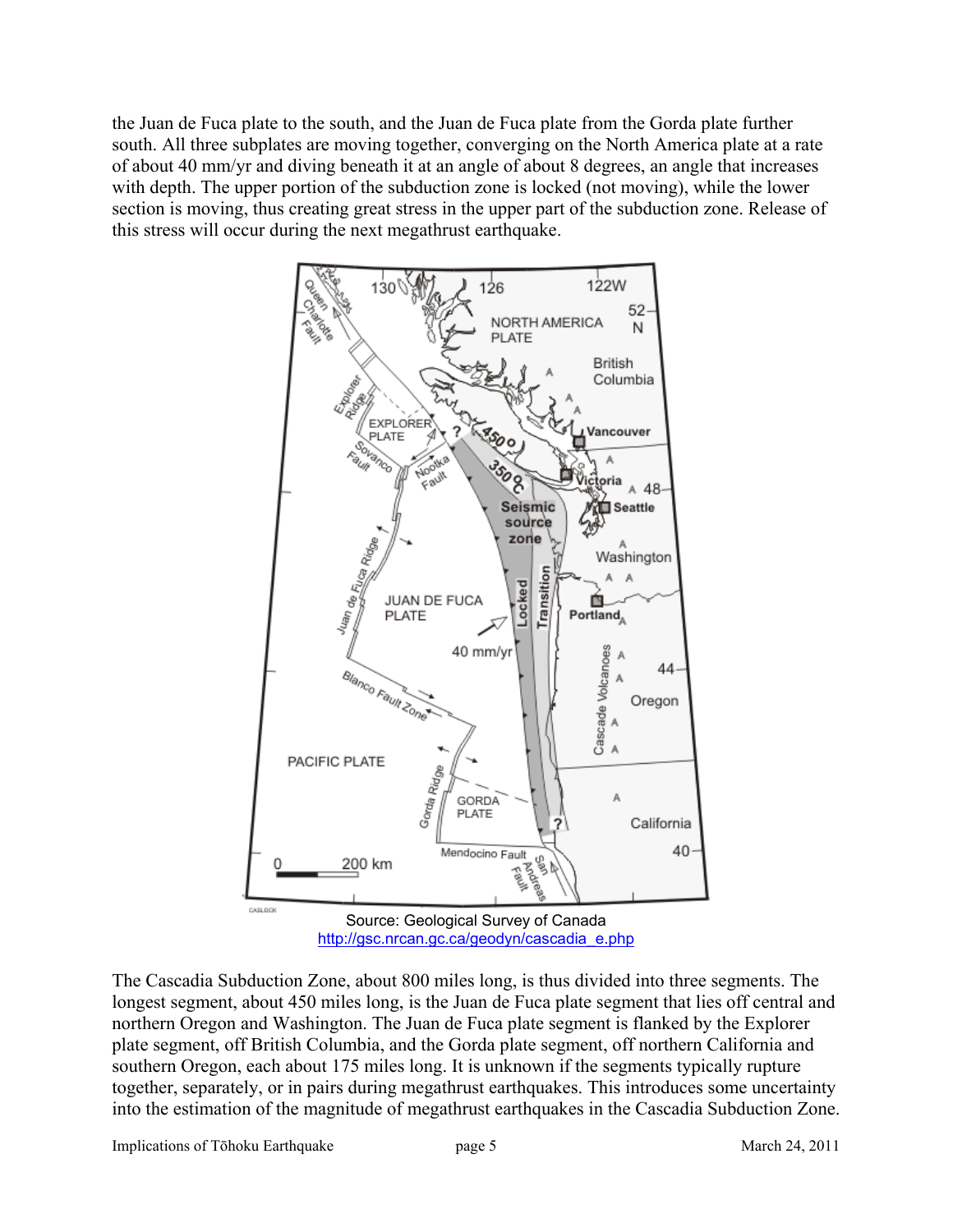the Juan de Fuca plate to the south, and the Juan de Fuca plate from the Gorda plate further south. All three subplates are moving together, converging on the North America plate at a rate of about 40 mm/yr and diving beneath it at an angle of about 8 degrees, an angle that increases with depth. The upper portion of the subduction zone is locked (not moving), while the lower section is moving, thus creating great stress in the upper part of the subduction zone. Release of this stress will occur during the next megathrust earthquake.

Source: Geological Survey of Canada
http://gsc.nrcan.gc.ca/geodyn/cascadia_e.php

The Cascadia Subduction Zone, about 800 miles long, is thus divided into three segments. The longest segment, about 450 miles long, is the Juan de Fuca plate segment that lies off central and northern Oregon and Washington. The Juan de Fuca plate segment is flanked by the Explorer plate segment, off British Columbia, and the Gorda plate segment, off northern California and southern Oregon, each about 175 miles long. It is unknown if the segments typically rupture together, separately, or in pairs during megathrust earthquakes. This introduces some uncertainty into the estimation of the magnitude of megathrust earthquakes in the Cascadia Subduction Zone.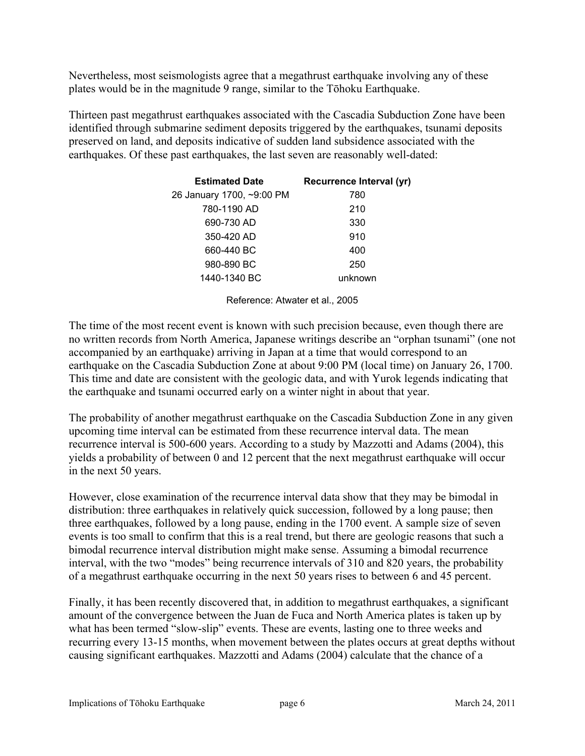Nevertheless, most seismologists agree that a megathrust earthquake involving any of these plates would be in the magnitude 9 range, similar to the Tōhoku Earthquake.

Thirteen past megathrust earthquakes associated with the Cascadia Subduction Zone have been identified through submarine sediment deposits triggered by the earthquakes, tsunami deposits preserved on land, and deposits indicative of sudden land subsidence associated with the earthquakes. Of these past earthquakes, the last seven are reasonably well-dated:

| Estimated Date | Recurrence Interval (yr) |
|---|---|
| 26 January 1700, ~9:00 PM | 780 |
| 780-1190 AD | 210 |
| 690-730 AD | 330 |
| 350-420 AD | 910 |
| 660-440 BC | 400 |
| 980-890 BC | 250 |
| 1440-1340 BC | unknown |

Reference: Atwater et al., 2005

The time of the most recent event is known with such precision because, even though there are no written records from North America, Japanese writings describe an "orphan tsunami" (one not accompanied by an earthquake) arriving in Japan at a time that would correspond to an earthquake on the Cascadia Subduction Zone at about 9:00 PM (local time) on January 26, 1700. This time and date are consistent with the geologic data, and with Yurok legends indicating that the earthquake and tsunami occurred early on a winter night in about that year.

The probability of another megathrust earthquake on the Cascadia Subduction Zone in any given upcoming time interval can be estimated from these recurrence interval data. The mean recurrence interval is 500-600 years. According to a study by Mazzotti and Adams (2004), this yields a probability of between 0 and 12 percent that the next megathrust earthquake will occur in the next 50 years.

However, close examination of the recurrence interval data show that they may be bimodal in distribution: three earthquakes in relatively quick succession, followed by a long pause; then three earthquakes, followed by a long pause, ending in the 1700 event. A sample size of seven events is too small to confirm that this is a real trend, but there are geologic reasons that such a bimodal recurrence interval distribution might make sense. Assuming a bimodal recurrence interval, with the two "modes" being recurrence intervals of 310 and 820 years, the probability of a megathrust earthquake occurring in the next 50 years rises to between 6 and 45 percent.

Finally, it has been recently discovered that, in addition to megathrust earthquakes, a significant amount of the convergence between the Juan de Fuca and North America plates is taken up by what has been termed "slow-slip" events. These are events, lasting one to three weeks and recurring every 13-15 months, when movement between the plates occurs at great depths without causing significant earthquakes. Mazzotti and Adams (2004) calculate that the chance of a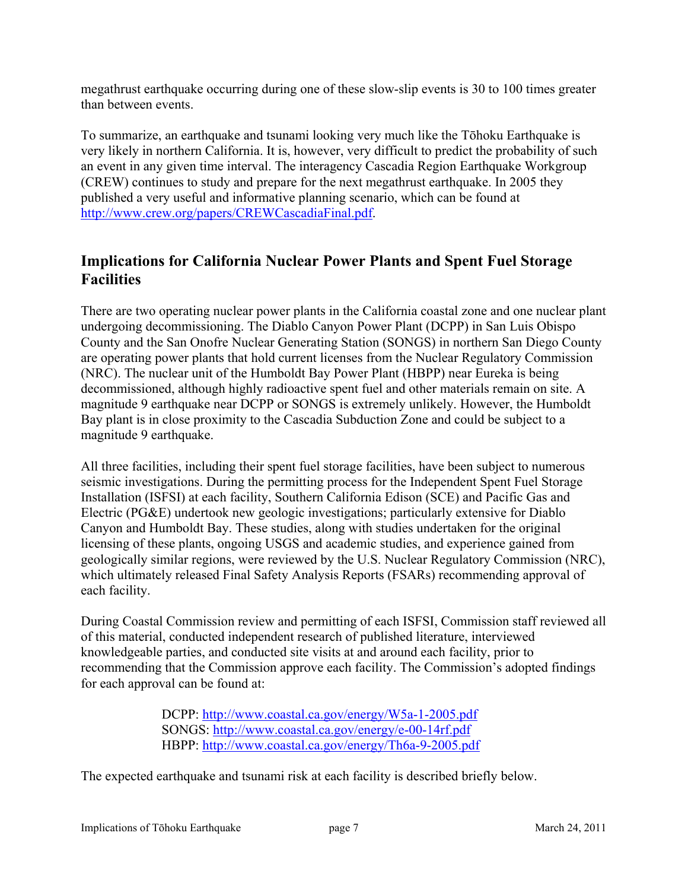megathrust earthquake occurring during one of these slow-slip events is 30 to 100 times greater than between events.

To summarize, an earthquake and tsunami looking very much like the Tōhoku Earthquake is very likely in northern California. It is, however, very difficult to predict the probability of such an event in any given time interval. The interagency Cascadia Region Earthquake Workgroup (CREW) continues to study and prepare for the next megathrust earthquake. In 2005 they published a very useful and informative planning scenario, which can be found at http://www.crew.org/papers/CREWCascadiaFinal.pdf.

## Implications for California Nuclear Power Plants and Spent Fuel Storage Facilities

There are two operating nuclear power plants in the California coastal zone and one nuclear plant undergoing decommissioning. The Diablo Canyon Power Plant (DCPP) in San Luis Obispo County and the San Onofre Nuclear Generating Station (SONGS) in northern San Diego County are operating power plants that hold current licenses from the Nuclear Regulatory Commission (NRC). The nuclear unit of the Humboldt Bay Power Plant (HBPP) near Eureka is being decommissioned, although highly radioactive spent fuel and other materials remain on site. A magnitude 9 earthquake near DCPP or SONGS is extremely unlikely. However, the Humboldt Bay plant is in close proximity to the Cascadia Subduction Zone and could be subject to a magnitude 9 earthquake.

All three facilities, including their spent fuel storage facilities, have been subject to numerous seismic investigations. During the permitting process for the Independent Spent Fuel Storage Installation (ISFSI) at each facility, Southern California Edison (SCE) and Pacific Gas and Electric (PG&E) undertook new geologic investigations; particularly extensive for Diablo Canyon and Humboldt Bay. These studies, along with studies undertaken for the original licensing of these plants, ongoing USGS and academic studies, and experience gained from geologically similar regions, were reviewed by the U.S. Nuclear Regulatory Commission (NRC), which ultimately released Final Safety Analysis Reports (FSARs) recommending approval of each facility.

During Coastal Commission review and permitting of each ISFSI, Commission staff reviewed all of this material, conducted independent research of published literature, interviewed knowledgeable parties, and conducted site visits at and around each facility, prior to recommending that the Commission approve each facility. The Commission's adopted findings for each approval can be found at:

DCPP: http://www.coastal.ca.gov/energy/W5a-1-2005.pdf
SONGS: http://www.coastal.ca.gov/energy/e-00-14rf.pdf
HBPP: http://www.coastal.ca.gov/energy/Th6a-9-2005.pdf

The expected earthquake and tsunami risk at each facility is described briefly below.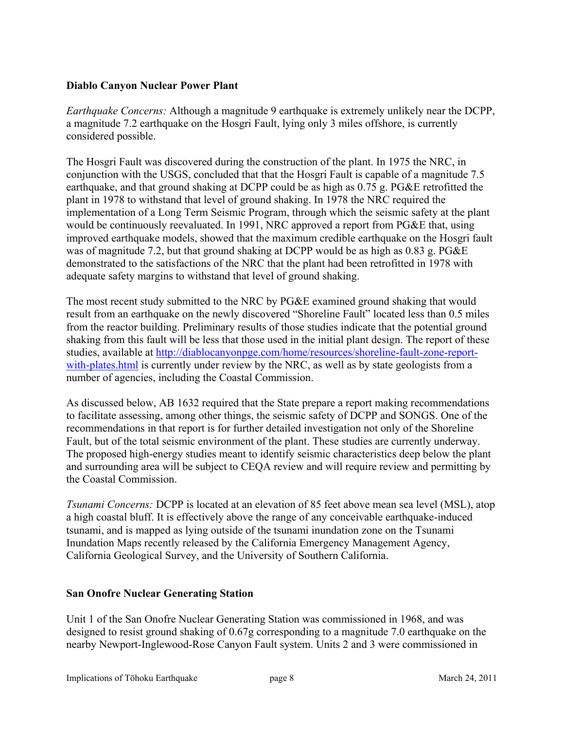**Diablo Canyon Nuclear Power Plant**

*Earthquake Concerns:* Although a magnitude 9 earthquake is extremely unlikely near the DCPP, a magnitude 7.2 earthquake on the Hosgri Fault, lying only 3 miles offshore, is currently considered possible.

The Hosgri Fault was discovered during the construction of the plant. In 1975 the NRC, in conjunction with the USGS, concluded that that the Hosgri Fault is capable of a magnitude 7.5 earthquake, and that ground shaking at DCPP could be as high as 0.75 g. PG&E retrofitted the plant in 1978 to withstand that level of ground shaking. In 1978 the NRC required the implementation of a Long Term Seismic Program, through which the seismic safety at the plant would be continuously reevaluated. In 1991, NRC approved a report from PG&E that, using improved earthquake models, showed that the maximum credible earthquake on the Hosgri fault was of magnitude 7.2, but that ground shaking at DCPP would be as high as 0.83 g. PG&E demonstrated to the satisfactions of the NRC that the plant had been retrofitted in 1978 with adequate safety margins to withstand that level of ground shaking.

The most recent study submitted to the NRC by PG&E examined ground shaking that would result from an earthquake on the newly discovered "Shoreline Fault" located less than 0.5 miles from the reactor building. Preliminary results of those studies indicate that the potential ground shaking from this fault will be less that those used in the initial plant design. The report of these studies, available at [http://diablocanyonpge.com/home/resources/shoreline-fault-zone-report-with-plates.html](http://diablocanyonpge.com/home/resources/shoreline-fault-zone-report-with-plates.html) is currently under review by the NRC, as well as by state geologists from a number of agencies, including the Coastal Commission.

As discussed below, AB 1632 required that the State prepare a report making recommendations to facilitate assessing, among other things, the seismic safety of DCPP and SONGS. One of the recommendations in that report is for further detailed investigation not only of the Shoreline Fault, but of the total seismic environment of the plant. These studies are currently underway. The proposed high-energy studies meant to identify seismic characteristics deep below the plant and surrounding area will be subject to CEQA review and will require review and permitting by the Coastal Commission.

*Tsunami Concerns:* DCPP is located at an elevation of 85 feet above mean sea level (MSL), atop a high coastal bluff. It is effectively above the range of any conceivable earthquake-induced tsunami, and is mapped as lying outside of the tsunami inundation zone on the Tsunami Inundation Maps recently released by the California Emergency Management Agency, California Geological Survey, and the University of Southern California.

**San Onofre Nuclear Generating Station**

Unit 1 of the San Onofre Nuclear Generating Station was commissioned in 1968, and was designed to resist ground shaking of 0.67g corresponding to a magnitude 7.0 earthquake on the nearby Newport-Inglewood-Rose Canyon Fault system. Units 2 and 3 were commissioned in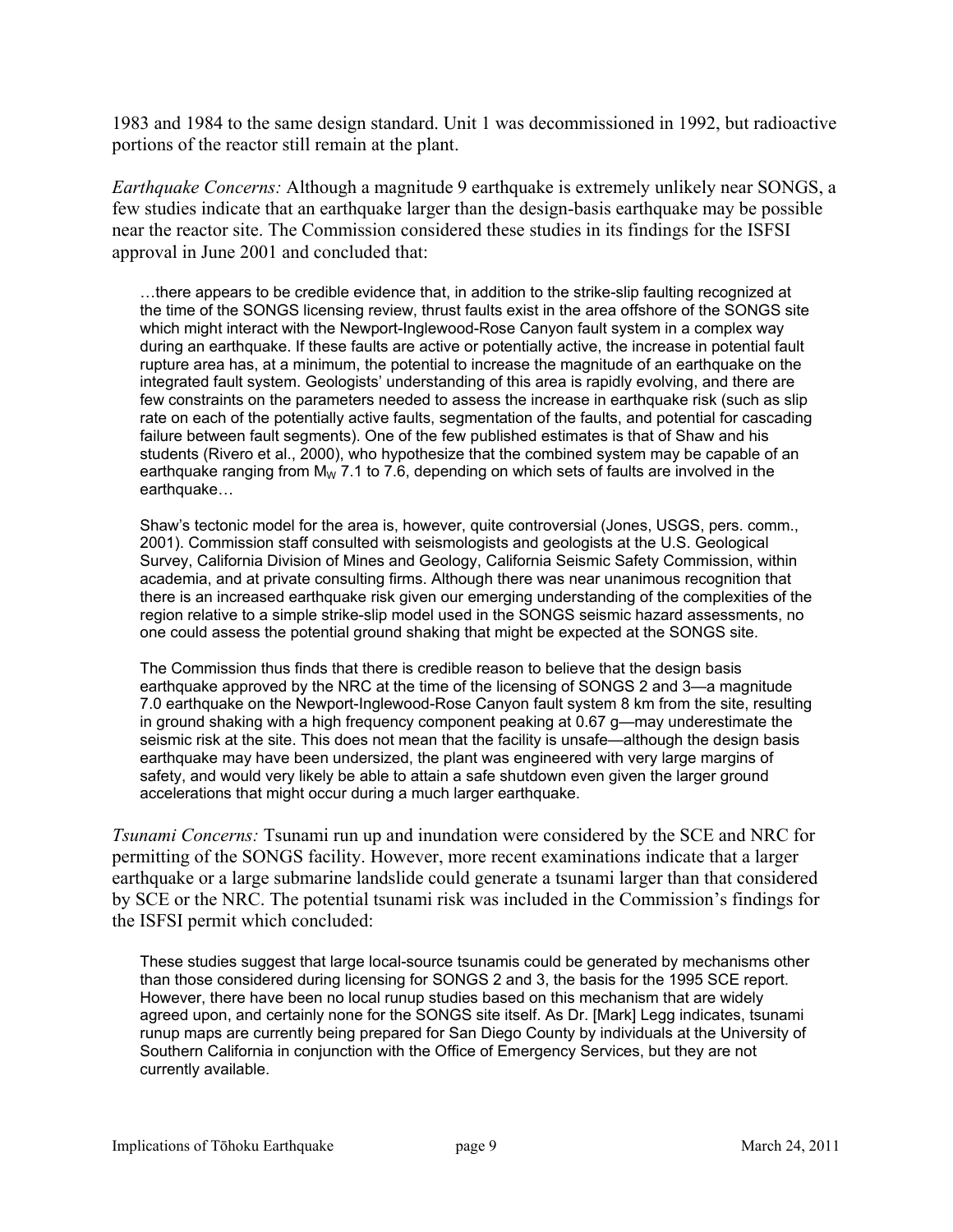1983 and 1984 to the same design standard. Unit 1 was decommissioned in 1992, but radioactive portions of the reactor still remain at the plant.

*Earthquake Concerns:* Although a magnitude 9 earthquake is extremely unlikely near SONGS, a few studies indicate that an earthquake larger than the design-basis earthquake may be possible near the reactor site. The Commission considered these studies in its findings for the ISFSI approval in June 2001 and concluded that:

> …there appears to be credible evidence that, in addition to the strike-slip faulting recognized at the time of the SONGS licensing review, thrust faults exist in the area offshore of the SONGS site which might interact with the Newport-Inglewood-Rose Canyon fault system in a complex way during an earthquake. If these faults are active or potentially active, the increase in potential fault rupture area has, at a minimum, the potential to increase the magnitude of an earthquake on the integrated fault system. Geologists' understanding of this area is rapidly evolving, and there are few constraints on the parameters needed to assess the increase in earthquake risk (such as slip rate on each of the potentially active faults, segmentation of the faults, and potential for cascading failure between fault segments). One of the few published estimates is that of Shaw and his students (Rivero et al., 2000), who hypothesize that the combined system may be capable of an earthquake ranging from $M_W$ 7.1 to 7.6, depending on which sets of faults are involved in the earthquake…
>
> Shaw's tectonic model for the area is, however, quite controversial (Jones, USGS, pers. comm., 2001). Commission staff consulted with seismologists and geologists at the U.S. Geological Survey, California Division of Mines and Geology, California Seismic Safety Commission, within academia, and at private consulting firms. Although there was near unanimous recognition that there is an increased earthquake risk given our emerging understanding of the complexities of the region relative to a simple strike-slip model used in the SONGS seismic hazard assessments, no one could assess the potential ground shaking that might be expected at the SONGS site.
>
> The Commission thus finds that there is credible reason to believe that the design basis earthquake approved by the NRC at the time of the licensing of SONGS 2 and 3—a magnitude 7.0 earthquake on the Newport-Inglewood-Rose Canyon fault system 8 km from the site, resulting in ground shaking with a high frequency component peaking at 0.67 g—may underestimate the seismic risk at the site. This does not mean that the facility is unsafe—although the design basis earthquake may have been undersized, the plant was engineered with very large margins of safety, and would very likely be able to attain a safe shutdown even given the larger ground accelerations that might occur during a much larger earthquake.

*Tsunami Concerns:* Tsunami run up and inundation were considered by the SCE and NRC for permitting of the SONGS facility. However, more recent examinations indicate that a larger earthquake or a large submarine landslide could generate a tsunami larger than that considered by SCE or the NRC. The potential tsunami risk was included in the Commission's findings for the ISFSI permit which concluded:

> These studies suggest that large local-source tsunamis could be generated by mechanisms other than those considered during licensing for SONGS 2 and 3, the basis for the 1995 SCE report. However, there have been no local runup studies based on this mechanism that are widely agreed upon, and certainly none for the SONGS site itself. As Dr. [Mark] Legg indicates, tsunami runup maps are currently being prepared for San Diego County by individuals at the University of Southern California in conjunction with the Office of Emergency Services, but they are not currently available.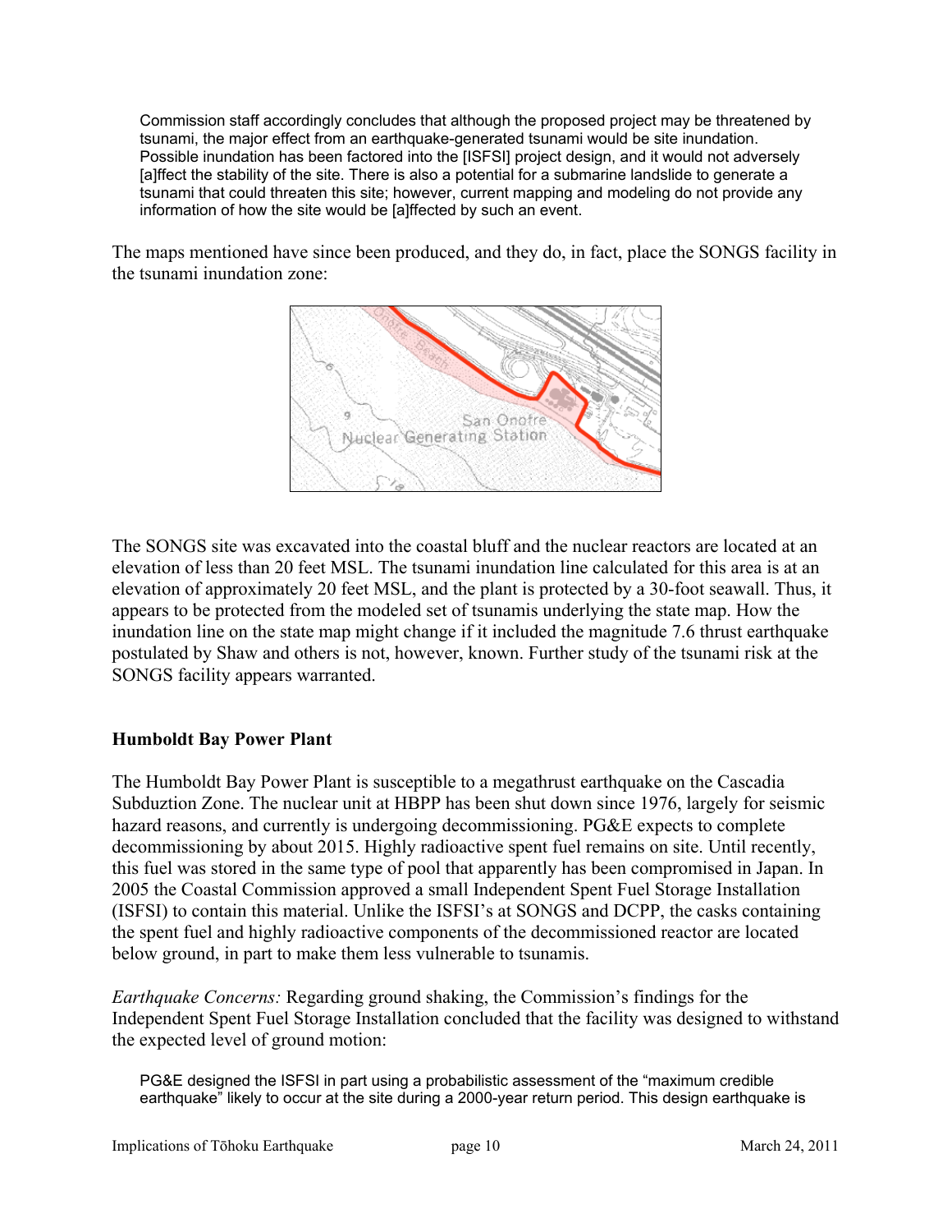> Commission staff accordingly concludes that although the proposed project may be threatened by tsunami, the major effect from an earthquake-generated tsunami would be site inundation. Possible inundation has been factored into the [ISFSI] project design, and it would not adversely [a]ffect the stability of the site. There is also a potential for a submarine landslide to generate a tsunami that could threaten this site; however, current mapping and modeling do not provide any information of how the site would be [a]ffected by such an event.

The maps mentioned have since been produced, and they do, in fact, place the SONGS facility in the tsunami inundation zone:

The SONGS site was excavated into the coastal bluff and the nuclear reactors are located at an elevation of less than 20 feet MSL. The tsunami inundation line calculated for this area is at an elevation of approximately 20 feet MSL, and the plant is protected by a 30-foot seawall. Thus, it appears to be protected from the modeled set of tsunamis underlying the state map. How the inundation line on the state map might change if it included the magnitude 7.6 thrust earthquake postulated by Shaw and others is not, however, known. Further study of the tsunami risk at the SONGS facility appears warranted.

### Humboldt Bay Power Plant

The Humboldt Bay Power Plant is susceptible to a megathrust earthquake on the Cascadia Subduztion Zone. The nuclear unit at HBPP has been shut down since 1976, largely for seismic hazard reasons, and currently is undergoing decommissioning. PG&E expects to complete decommissioning by about 2015. Highly radioactive spent fuel remains on site. Until recently, this fuel was stored in the same type of pool that apparently has been compromised in Japan. In 2005 the Coastal Commission approved a small Independent Spent Fuel Storage Installation (ISFSI) to contain this material. Unlike the ISFSI's at SONGS and DCPP, the casks containing the spent fuel and highly radioactive components of the decommissioned reactor are located below ground, in part to make them less vulnerable to tsunamis.

*Earthquake Concerns:* Regarding ground shaking, the Commission's findings for the Independent Spent Fuel Storage Installation concluded that the facility was designed to withstand the expected level of ground motion:

> PG&E designed the ISFSI in part using a probabilistic assessment of the "maximum credible earthquake" likely to occur at the site during a 2000-year return period. This design earthquake is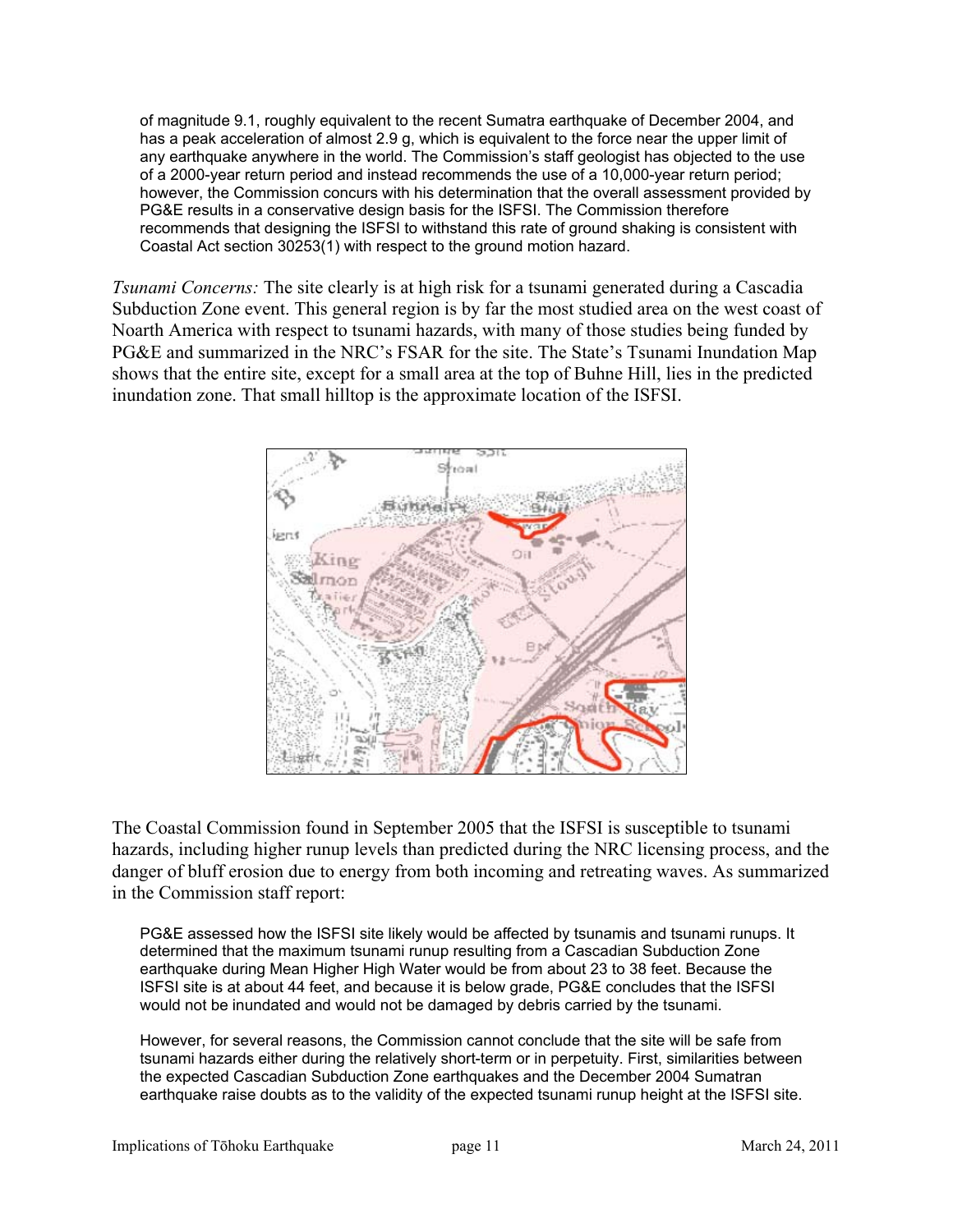of magnitude 9.1, roughly equivalent to the recent Sumatra earthquake of December 2004, and has a peak acceleration of almost 2.9 g, which is equivalent to the force near the upper limit of any earthquake anywhere in the world. The Commission's staff geologist has objected to the use of a 2000-year return period and instead recommends the use of a 10,000-year return period; however, the Commission concurs with his determination that the overall assessment provided by PG&E results in a conservative design basis for the ISFSI. The Commission therefore recommends that designing the ISFSI to withstand this rate of ground shaking is consistent with Coastal Act section 30253(1) with respect to the ground motion hazard.

*Tsunami Concerns:* The site clearly is at high risk for a tsunami generated during a Cascadia Subduction Zone event. This general region is by far the most studied area on the west coast of Noarth America with respect to tsunami hazards, with many of those studies being funded by PG&E and summarized in the NRC's FSAR for the site. The State's Tsunami Inundation Map shows that the entire site, except for a small area at the top of Buhne Hill, lies in the predicted inundation zone. That small hilltop is the approximate location of the ISFSI.

The Coastal Commission found in September 2005 that the ISFSI is susceptible to tsunami hazards, including higher runup levels than predicted during the NRC licensing process, and the danger of bluff erosion due to energy from both incoming and retreating waves. As summarized in the Commission staff report:

> PG&E assessed how the ISFSI site likely would be affected by tsunamis and tsunami runups. It determined that the maximum tsunami runup resulting from a Cascadian Subduction Zone earthquake during Mean Higher High Water would be from about 23 to 38 feet. Because the ISFSI site is at about 44 feet, and because it is below grade, PG&E concludes that the ISFSI would not be inundated and would not be damaged by debris carried by the tsunami.
>
> However, for several reasons, the Commission cannot conclude that the site will be safe from tsunami hazards either during the relatively short-term or in perpetuity. First, similarities between the expected Cascadian Subduction Zone earthquakes and the December 2004 Sumatran earthquake raise doubts as to the validity of the expected tsunami runup height at the ISFSI site.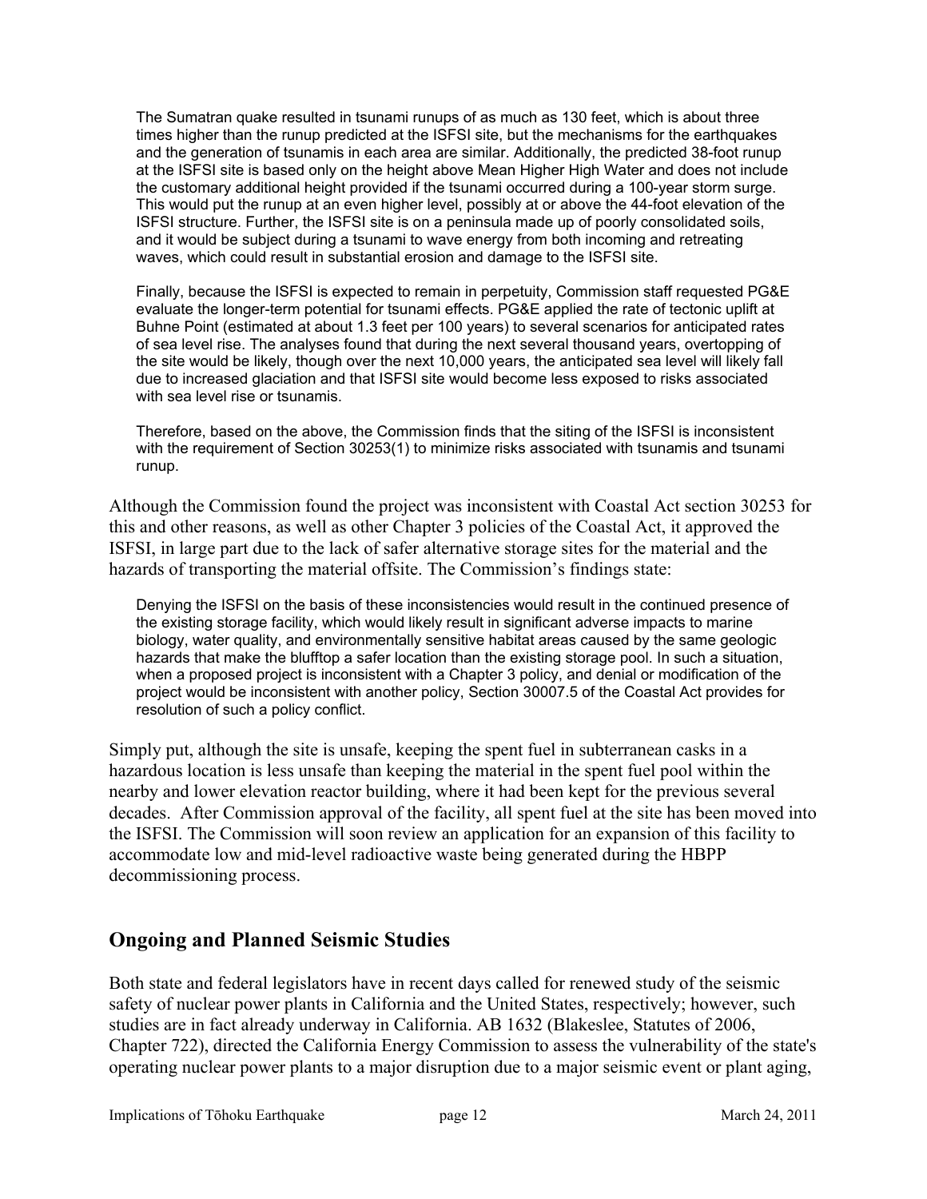> The Sumatran quake resulted in tsunami runups of as much as 130 feet, which is about three times higher than the runup predicted at the ISFSI site, but the mechanisms for the earthquakes and the generation of tsunamis in each area are similar. Additionally, the predicted 38-foot runup at the ISFSI site is based only on the height above Mean Higher High Water and does not include the customary additional height provided if the tsunami occurred during a 100-year storm surge. This would put the runup at an even higher level, possibly at or above the 44-foot elevation of the ISFSI structure. Further, the ISFSI site is on a peninsula made up of poorly consolidated soils, and it would be subject during a tsunami to wave energy from both incoming and retreating waves, which could result in substantial erosion and damage to the ISFSI site.
>
> Finally, because the ISFSI is expected to remain in perpetuity, Commission staff requested PG&E evaluate the longer-term potential for tsunami effects. PG&E applied the rate of tectonic uplift at Buhne Point (estimated at about 1.3 feet per 100 years) to several scenarios for anticipated rates of sea level rise. The analyses found that during the next several thousand years, overtopping of the site would be likely, though over the next 10,000 years, the anticipated sea level will likely fall due to increased glaciation and that ISFSI site would become less exposed to risks associated with sea level rise or tsunamis.
>
> Therefore, based on the above, the Commission finds that the siting of the ISFSI is inconsistent with the requirement of Section 30253(1) to minimize risks associated with tsunamis and tsunami runup.

Although the Commission found the project was inconsistent with Coastal Act section 30253 for this and other reasons, as well as other Chapter 3 policies of the Coastal Act, it approved the ISFSI, in large part due to the lack of safer alternative storage sites for the material and the hazards of transporting the material offsite. The Commission's findings state:

> Denying the ISFSI on the basis of these inconsistencies would result in the continued presence of the existing storage facility, which would likely result in significant adverse impacts to marine biology, water quality, and environmentally sensitive habitat areas caused by the same geologic hazards that make the blufftop a safer location than the existing storage pool. In such a situation, when a proposed project is inconsistent with a Chapter 3 policy, and denial or modification of the project would be inconsistent with another policy, Section 30007.5 of the Coastal Act provides for resolution of such a policy conflict.

Simply put, although the site is unsafe, keeping the spent fuel in subterranean casks in a hazardous location is less unsafe than keeping the material in the spent fuel pool within the nearby and lower elevation reactor building, where it had been kept for the previous several decades. After Commission approval of the facility, all spent fuel at the site has been moved into the ISFSI. The Commission will soon review an application for an expansion of this facility to accommodate low and mid-level radioactive waste being generated during the HBPP decommissioning process.

## Ongoing and Planned Seismic Studies

Both state and federal legislators have in recent days called for renewed study of the seismic safety of nuclear power plants in California and the United States, respectively; however, such studies are in fact already underway in California. AB 1632 (Blakeslee, Statutes of 2006, Chapter 722), directed the California Energy Commission to assess the vulnerability of the state's operating nuclear power plants to a major disruption due to a major seismic event or plant aging,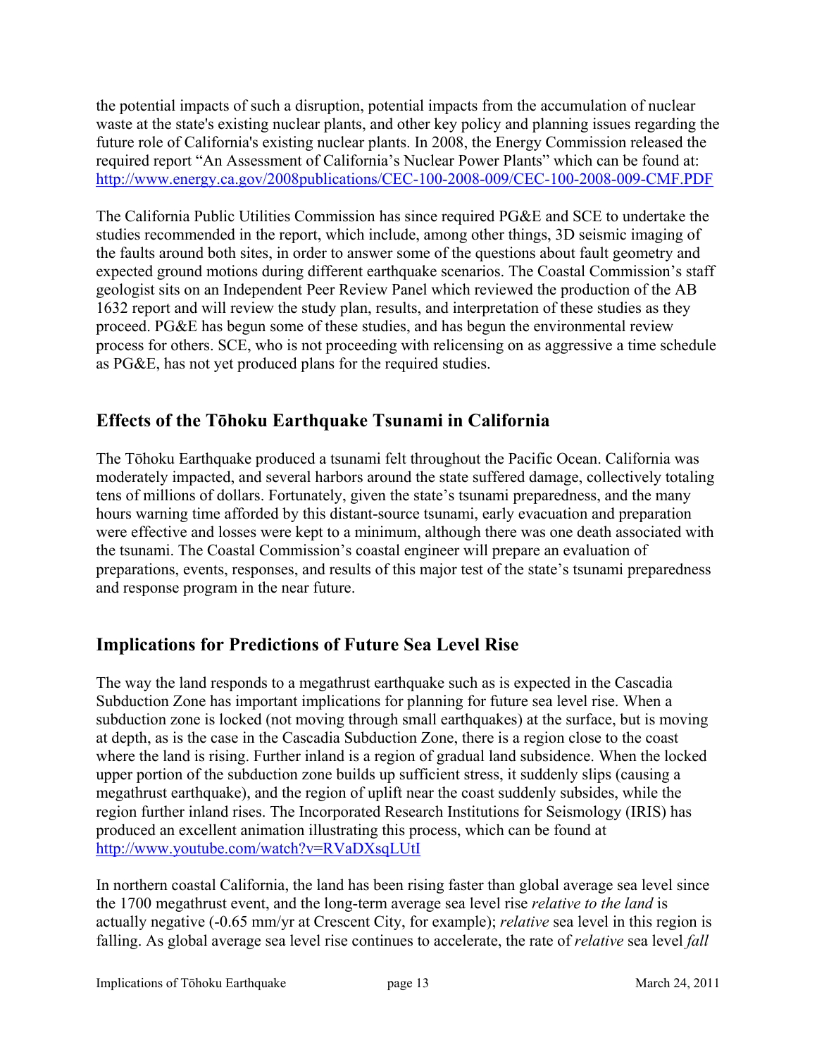the potential impacts of such a disruption, potential impacts from the accumulation of nuclear waste at the state's existing nuclear plants, and other key policy and planning issues regarding the future role of California's existing nuclear plants. In 2008, the Energy Commission released the required report "An Assessment of California's Nuclear Power Plants" which can be found at: http://www.energy.ca.gov/2008publications/CEC-100-2008-009/CEC-100-2008-009-CMF.PDF

The California Public Utilities Commission has since required PG&E and SCE to undertake the studies recommended in the report, which include, among other things, 3D seismic imaging of the faults around both sites, in order to answer some of the questions about fault geometry and expected ground motions during different earthquake scenarios. The Coastal Commission's staff geologist sits on an Independent Peer Review Panel which reviewed the production of the AB 1632 report and will review the study plan, results, and interpretation of these studies as they proceed. PG&E has begun some of these studies, and has begun the environmental review process for others. SCE, who is not proceeding with relicensing on as aggressive a time schedule as PG&E, has not yet produced plans for the required studies.

## Effects of the Tōhoku Earthquake Tsunami in California

The Tōhoku Earthquake produced a tsunami felt throughout the Pacific Ocean. California was moderately impacted, and several harbors around the state suffered damage, collectively totaling tens of millions of dollars. Fortunately, given the state's tsunami preparedness, and the many hours warning time afforded by this distant-source tsunami, early evacuation and preparation were effective and losses were kept to a minimum, although there was one death associated with the tsunami. The Coastal Commission's coastal engineer will prepare an evaluation of preparations, events, responses, and results of this major test of the state's tsunami preparedness and response program in the near future.

## Implications for Predictions of Future Sea Level Rise

The way the land responds to a megathrust earthquake such as is expected in the Cascadia Subduction Zone has important implications for planning for future sea level rise. When a subduction zone is locked (not moving through small earthquakes) at the surface, but is moving at depth, as is the case in the Cascadia Subduction Zone, there is a region close to the coast where the land is rising. Further inland is a region of gradual land subsidence. When the locked upper portion of the subduction zone builds up sufficient stress, it suddenly slips (causing a megathrust earthquake), and the region of uplift near the coast suddenly subsides, while the region further inland rises. The Incorporated Research Institutions for Seismology (IRIS) has produced an excellent animation illustrating this process, which can be found at http://www.youtube.com/watch?v=RVaDXsqLUtI

In northern coastal California, the land has been rising faster than global average sea level since the 1700 megathrust event, and the long-term average sea level rise *relative to the land* is actually negative (-0.65 mm/yr at Crescent City, for example); *relative* sea level in this region is falling. As global average sea level rise continues to accelerate, the rate of *relative* sea level *fall*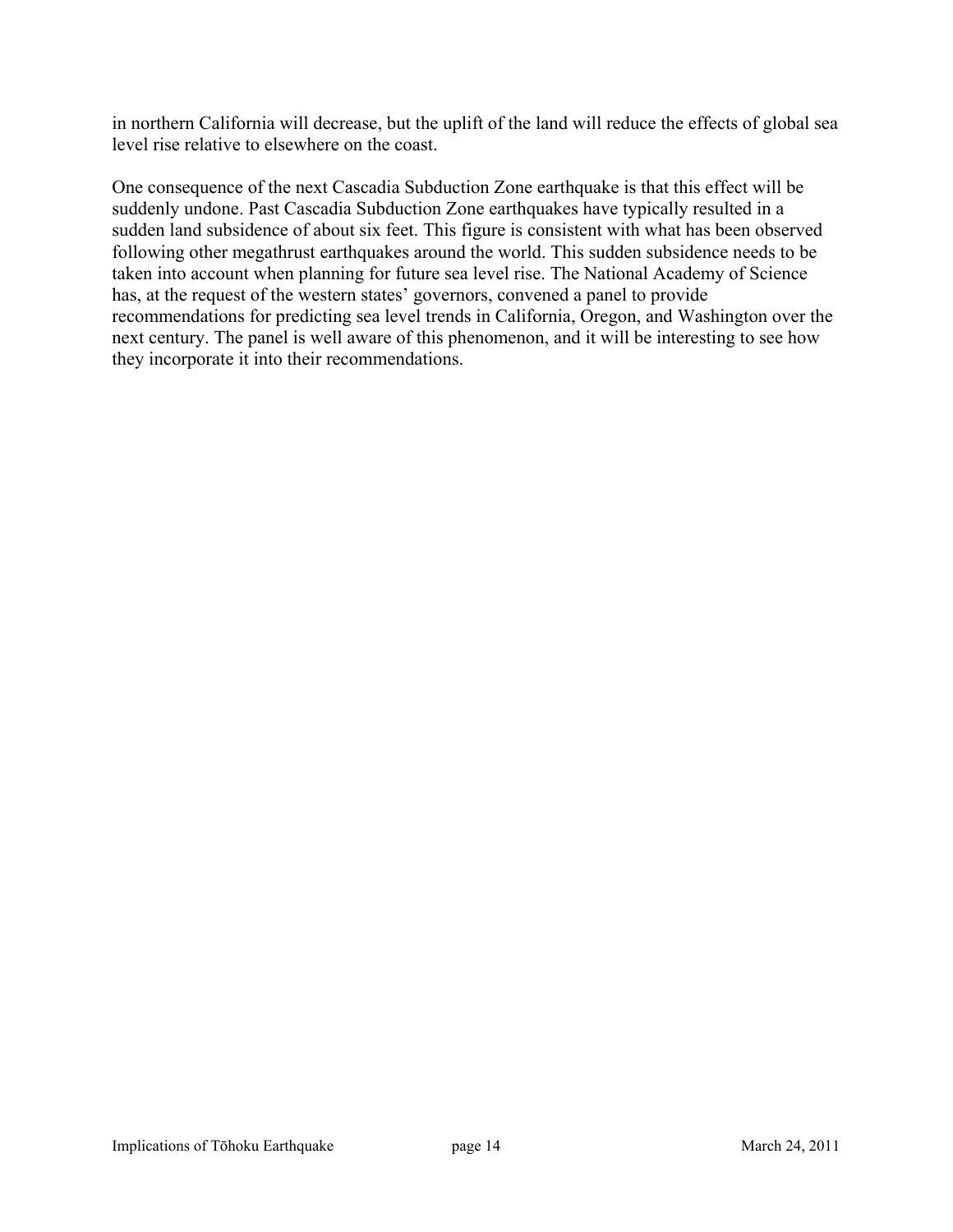in northern California will decrease, but the uplift of the land will reduce the effects of global sea level rise relative to elsewhere on the coast.

One consequence of the next Cascadia Subduction Zone earthquake is that this effect will be suddenly undone. Past Cascadia Subduction Zone earthquakes have typically resulted in a sudden land subsidence of about six feet. This figure is consistent with what has been observed following other megathrust earthquakes around the world. This sudden subsidence needs to be taken into account when planning for future sea level rise. The National Academy of Science has, at the request of the western states' governors, convened a panel to provide recommendations for predicting sea level trends in California, Oregon, and Washington over the next century. The panel is well aware of this phenomenon, and it will be interesting to see how they incorporate it into their recommendations.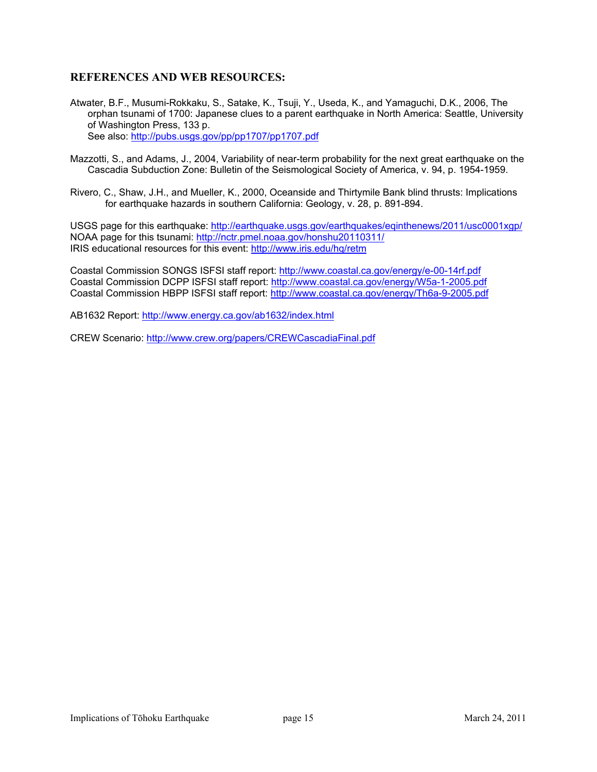## REFERENCES AND WEB RESOURCES:

Atwater, B.F., Musumi-Rokkaku, S., Satake, K., Tsuji, Y., Useda, K., and Yamaguchi, D.K., 2006, The orphan tsunami of 1700: Japanese clues to a parent earthquake in North America: Seattle, University of Washington Press, 133 p.
See also: http://pubs.usgs.gov/pp/pp1707/pp1707.pdf

Mazzotti, S., and Adams, J., 2004, Variability of near-term probability for the next great earthquake on the Cascadia Subduction Zone: Bulletin of the Seismological Society of America, v. 94, p. 1954-1959.

Rivero, C., Shaw, J.H., and Mueller, K., 2000, Oceanside and Thirtymile Bank blind thrusts: Implications for earthquake hazards in southern California: Geology, v. 28, p. 891-894.

USGS page for this earthquake: http://earthquake.usgs.gov/earthquakes/eqinthenews/2011/usc0001xgp/
NOAA page for this tsunami: http://nctr.pmel.noaa.gov/honshu20110311/
IRIS educational resources for this event: http://www.iris.edu/hq/retm

Coastal Commission SONGS ISFSI staff report: http://www.coastal.ca.gov/energy/e-00-14rf.pdf
Coastal Commission DCPP ISFSI staff report: http://www.coastal.ca.gov/energy/W5a-1-2005.pdf
Coastal Commission HBPP ISFSI staff report: http://www.coastal.ca.gov/energy/Th6a-9-2005.pdf

AB1632 Report: http://www.energy.ca.gov/ab1632/index.html

CREW Scenario: http://www.crew.org/papers/CREWCascadiaFinal.pdf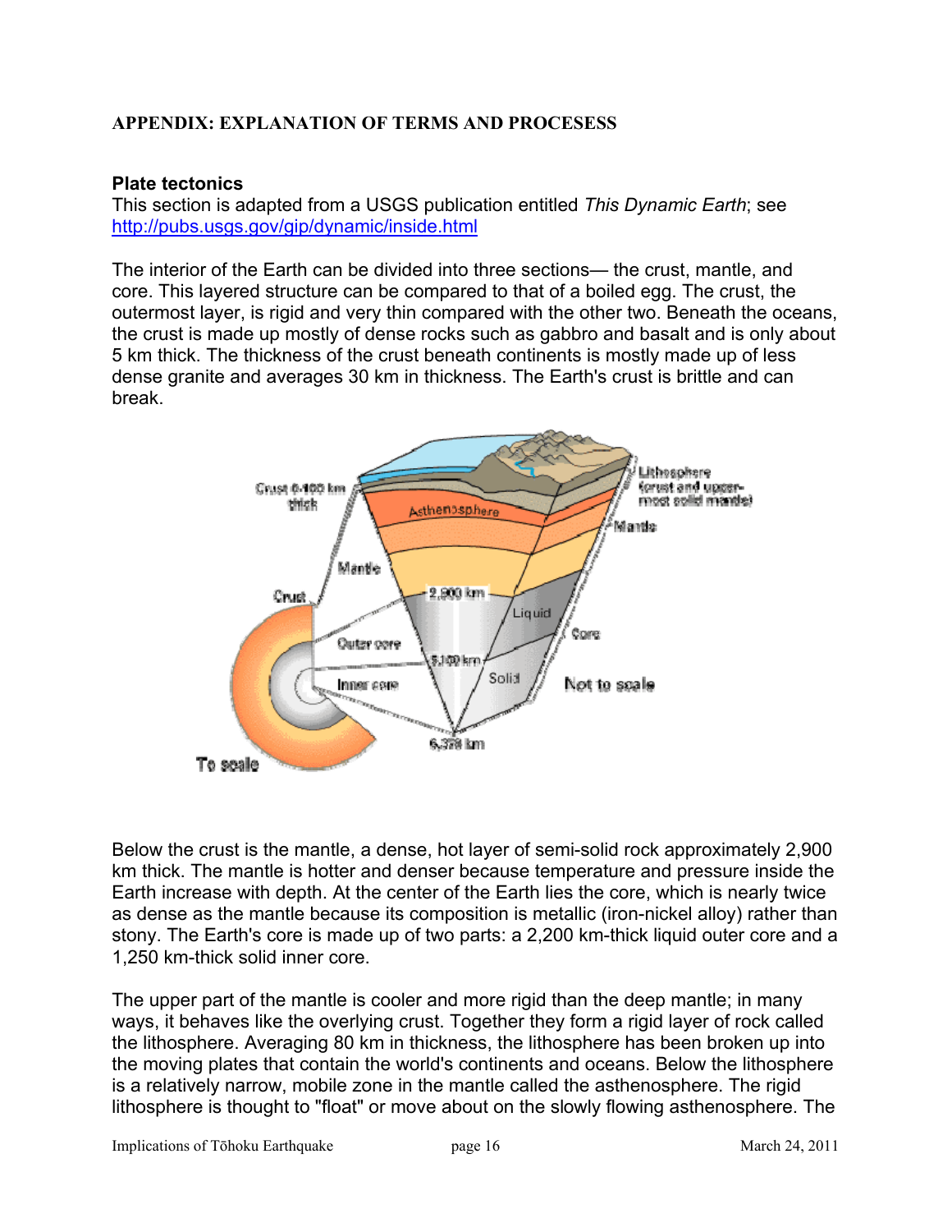**APPENDIX: EXPLANATION OF TERMS AND PROCESESS**

**Plate tectonics**

This section is adapted from a USGS publication entitled *This Dynamic Earth*; see http://pubs.usgs.gov/gip/dynamic/inside.html

The interior of the Earth can be divided into three sections— the crust, mantle, and core. This layered structure can be compared to that of a boiled egg. The crust, the outermost layer, is rigid and very thin compared with the other two. Beneath the oceans, the crust is made up mostly of dense rocks such as gabbro and basalt and is only about 5 km thick. The thickness of the crust beneath continents is mostly made up of less dense granite and averages 30 km in thickness. The Earth's crust is brittle and can break.

Below the crust is the mantle, a dense, hot layer of semi-solid rock approximately 2,900 km thick. The mantle is hotter and denser because temperature and pressure inside the Earth increase with depth. At the center of the Earth lies the core, which is nearly twice as dense as the mantle because its composition is metallic (iron-nickel alloy) rather than stony. The Earth's core is made up of two parts: a 2,200 km-thick liquid outer core and a 1,250 km-thick solid inner core.

The upper part of the mantle is cooler and more rigid than the deep mantle; in many ways, it behaves like the overlying crust. Together they form a rigid layer of rock called the lithosphere. Averaging 80 km in thickness, the lithosphere has been broken up into the moving plates that contain the world's continents and oceans. Below the lithosphere is a relatively narrow, mobile zone in the mantle called the asthenosphere. The rigid lithosphere is thought to "float" or move about on the slowly flowing asthenosphere. The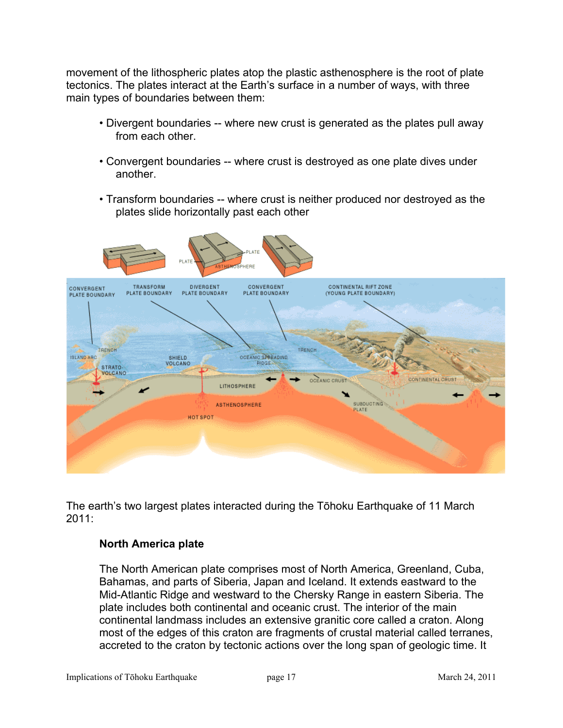movement of the lithospheric plates atop the plastic asthenosphere is the root of plate tectonics. The plates interact at the Earth's surface in a number of ways, with three main types of boundaries between them:

- Divergent boundaries -- where new crust is generated as the plates pull away from each other.
- Convergent boundaries -- where crust is destroyed as one plate dives under another.
- Transform boundaries -- where crust is neither produced nor destroyed as the plates slide horizontally past each other

The earth's two largest plates interacted during the Tōhoku Earthquake of 11 March 2011:

**North America plate**

The North American plate comprises most of North America, Greenland, Cuba, Bahamas, and parts of Siberia, Japan and Iceland. It extends eastward to the Mid-Atlantic Ridge and westward to the Chersky Range in eastern Siberia. The plate includes both continental and oceanic crust. The interior of the main continental landmass includes an extensive granitic core called a craton. Along most of the edges of this craton are fragments of crustal material called terranes, accreted to the craton by tectonic actions over the long span of geologic time. It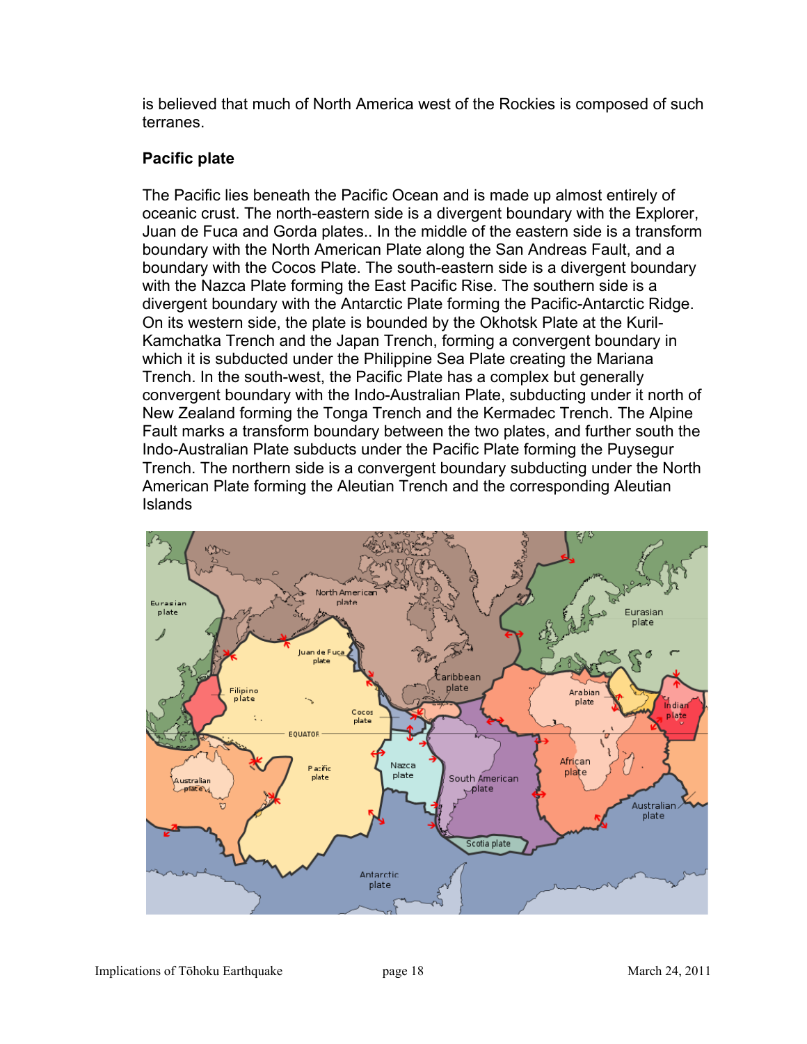is believed that much of North America west of the Rockies is composed of such terranes.

### Pacific plate

The Pacific lies beneath the Pacific Ocean and is made up almost entirely of oceanic crust. The north-eastern side is a divergent boundary with the Explorer, Juan de Fuca and Gorda plates.. In the middle of the eastern side is a transform boundary with the North American Plate along the San Andreas Fault, and a boundary with the Cocos Plate. The south-eastern side is a divergent boundary with the Nazca Plate forming the East Pacific Rise. The southern side is a divergent boundary with the Antarctic Plate forming the Pacific-Antarctic Ridge. On its western side, the plate is bounded by the Okhotsk Plate at the Kuril-Kamchatka Trench and the Japan Trench, forming a convergent boundary in which it is subducted under the Philippine Sea Plate creating the Mariana Trench. In the south-west, the Pacific Plate has a complex but generally convergent boundary with the Indo-Australian Plate, subducting under it north of New Zealand forming the Tonga Trench and the Kermadec Trench. The Alpine Fault marks a transform boundary between the two plates, and further south the Indo-Australian Plate subducts under the Pacific Plate forming the Puysegur Trench. The northern side is a convergent boundary subducting under the North American Plate forming the Aleutian Trench and the corresponding Aleutian Islands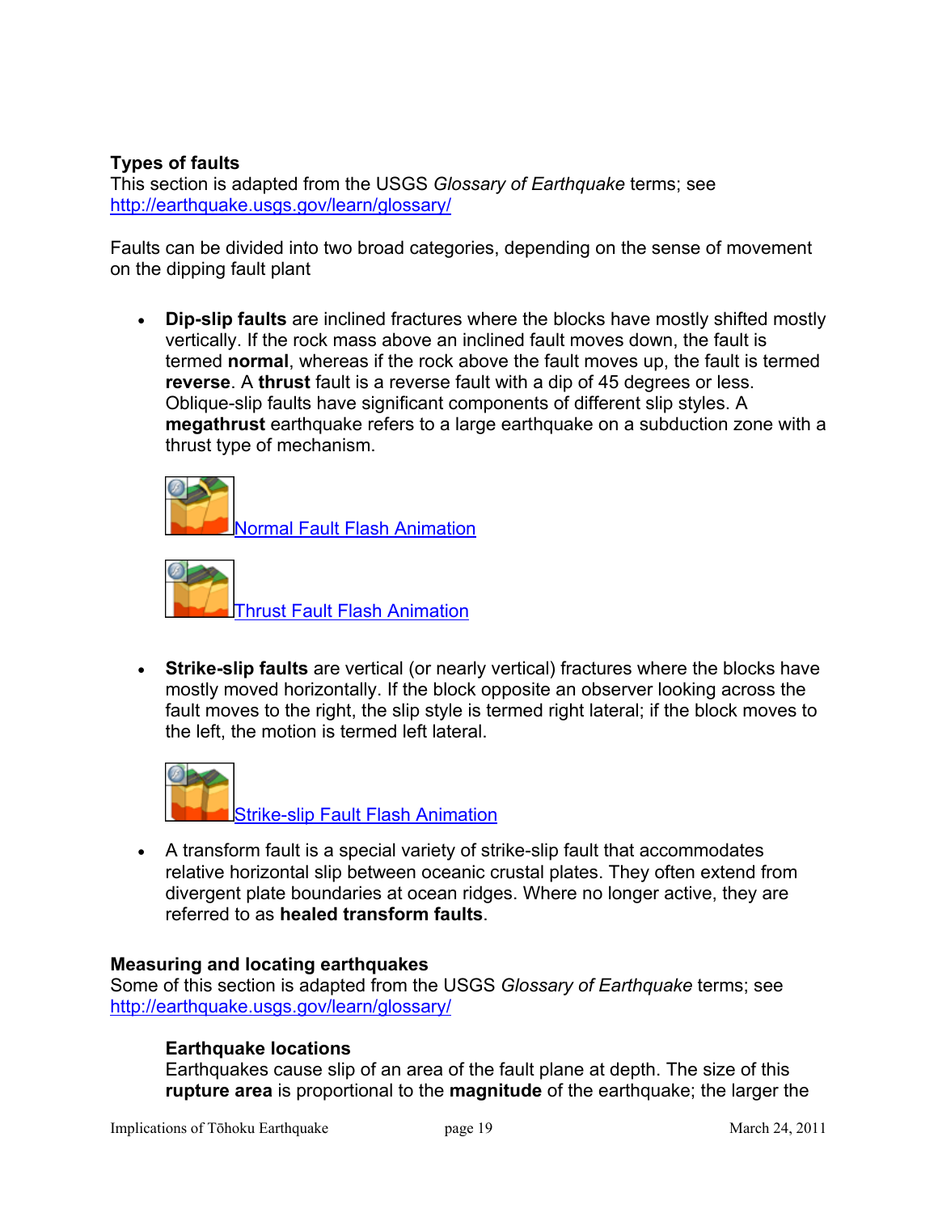**Types of faults**
This section is adapted from the USGS *Glossary of Earthquake* terms; see http://earthquake.usgs.gov/learn/glossary/

Faults can be divided into two broad categories, depending on the sense of movement on the dipping fault plant

- **Dip-slip faults** are inclined fractures where the blocks have mostly shifted mostly vertically. If the rock mass above an inclined fault moves down, the fault is termed **normal**, whereas if the rock above the fault moves up, the fault is termed **reverse**. A **thrust** fault is a reverse fault with a dip of 45 degrees or less. Oblique-slip faults have significant components of different slip styles. A **megathrust** earthquake refers to a large earthquake on a subduction zone with a thrust type of mechanism.

  Normal Fault Flash Animation

  Thrust Fault Flash Animation

- **Strike-slip faults** are vertical (or nearly vertical) fractures where the blocks have mostly moved horizontally. If the block opposite an observer looking across the fault moves to the right, the slip style is termed right lateral; if the block moves to the left, the motion is termed left lateral.

  Strike-slip Fault Flash Animation

- A transform fault is a special variety of strike-slip fault that accommodates relative horizontal slip between oceanic crustal plates. They often extend from divergent plate boundaries at ocean ridges. Where no longer active, they are referred to as **healed transform faults**.

**Measuring and locating earthquakes**
Some of this section is adapted from the USGS *Glossary of Earthquake* terms; see http://earthquake.usgs.gov/learn/glossary/

**Earthquake locations**
Earthquakes cause slip of an area of the fault plane at depth. The size of this **rupture area** is proportional to the **magnitude** of the earthquake; the larger the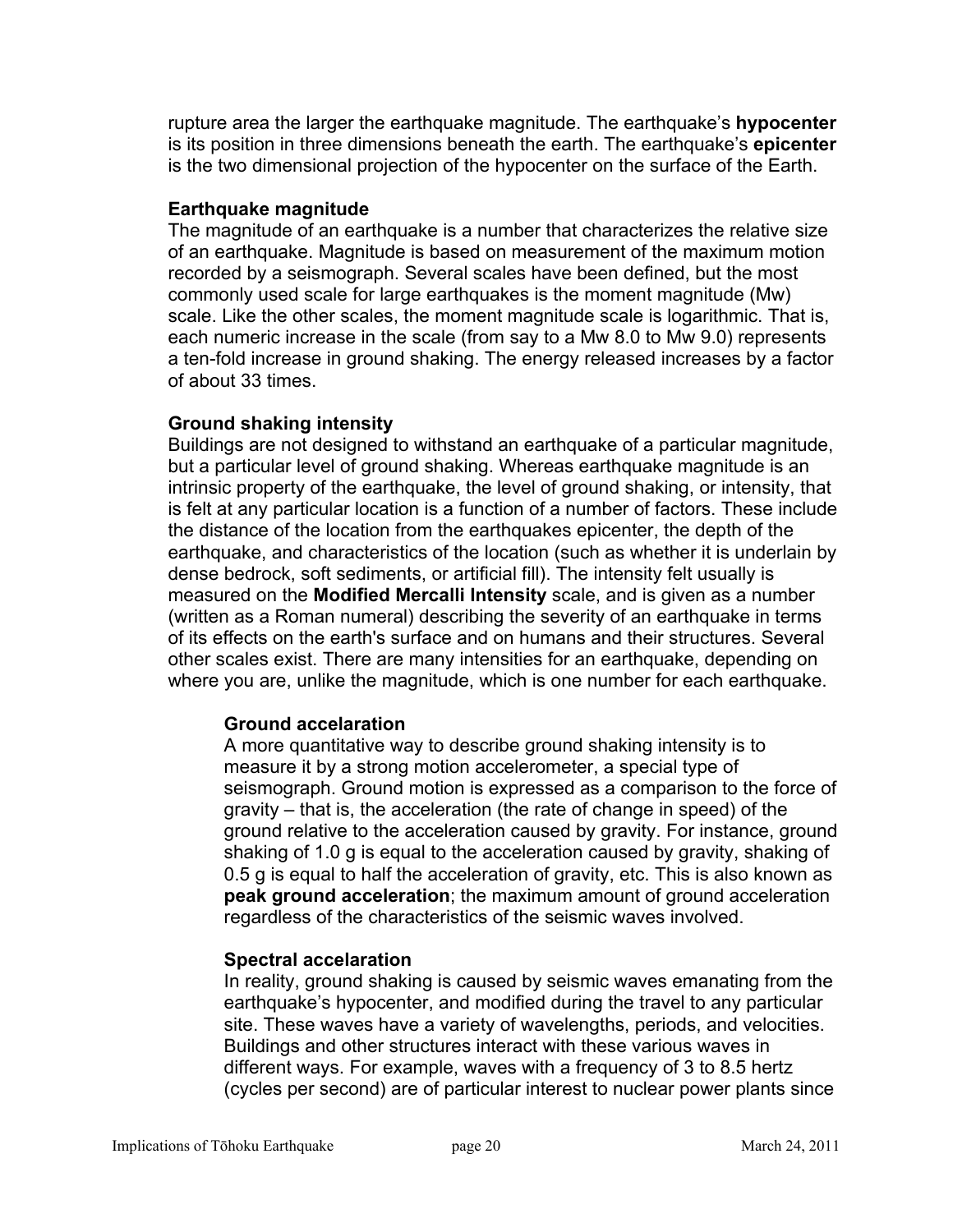rupture area the larger the earthquake magnitude. The earthquake's **hypocenter** is its position in three dimensions beneath the earth. The earthquake's **epicenter** is the two dimensional projection of the hypocenter on the surface of the Earth.

**Earthquake magnitude**

The magnitude of an earthquake is a number that characterizes the relative size of an earthquake. Magnitude is based on measurement of the maximum motion recorded by a seismograph. Several scales have been defined, but the most commonly used scale for large earthquakes is the moment magnitude (Mw) scale. Like the other scales, the moment magnitude scale is logarithmic. That is, each numeric increase in the scale (from say to a Mw 8.0 to Mw 9.0) represents a ten-fold increase in ground shaking. The energy released increases by a factor of about 33 times.

**Ground shaking intensity**

Buildings are not designed to withstand an earthquake of a particular magnitude, but a particular level of ground shaking. Whereas earthquake magnitude is an intrinsic property of the earthquake, the level of ground shaking, or intensity, that is felt at any particular location is a function of a number of factors. These include the distance of the location from the earthquakes epicenter, the depth of the earthquake, and characteristics of the location (such as whether it is underlain by dense bedrock, soft sediments, or artificial fill). The intensity felt usually is measured on the **Modified Mercalli Intensity** scale, and is given as a number (written as a Roman numeral) describing the severity of an earthquake in terms of its effects on the earth's surface and on humans and their structures. Several other scales exist. There are many intensities for an earthquake, depending on where you are, unlike the magnitude, which is one number for each earthquake.

**Ground accelaration**

A more quantitative way to describe ground shaking intensity is to measure it by a strong motion accelerometer, a special type of seismograph. Ground motion is expressed as a comparison to the force of gravity – that is, the acceleration (the rate of change in speed) of the ground relative to the acceleration caused by gravity. For instance, ground shaking of 1.0 g is equal to the acceleration caused by gravity, shaking of 0.5 g is equal to half the acceleration of gravity, etc. This is also known as **peak ground acceleration**; the maximum amount of ground acceleration regardless of the characteristics of the seismic waves involved.

**Spectral accelaration**

In reality, ground shaking is caused by seismic waves emanating from the earthquake's hypocenter, and modified during the travel to any particular site. These waves have a variety of wavelengths, periods, and velocities. Buildings and other structures interact with these various waves in different ways. For example, waves with a frequency of 3 to 8.5 hertz (cycles per second) are of particular interest to nuclear power plants since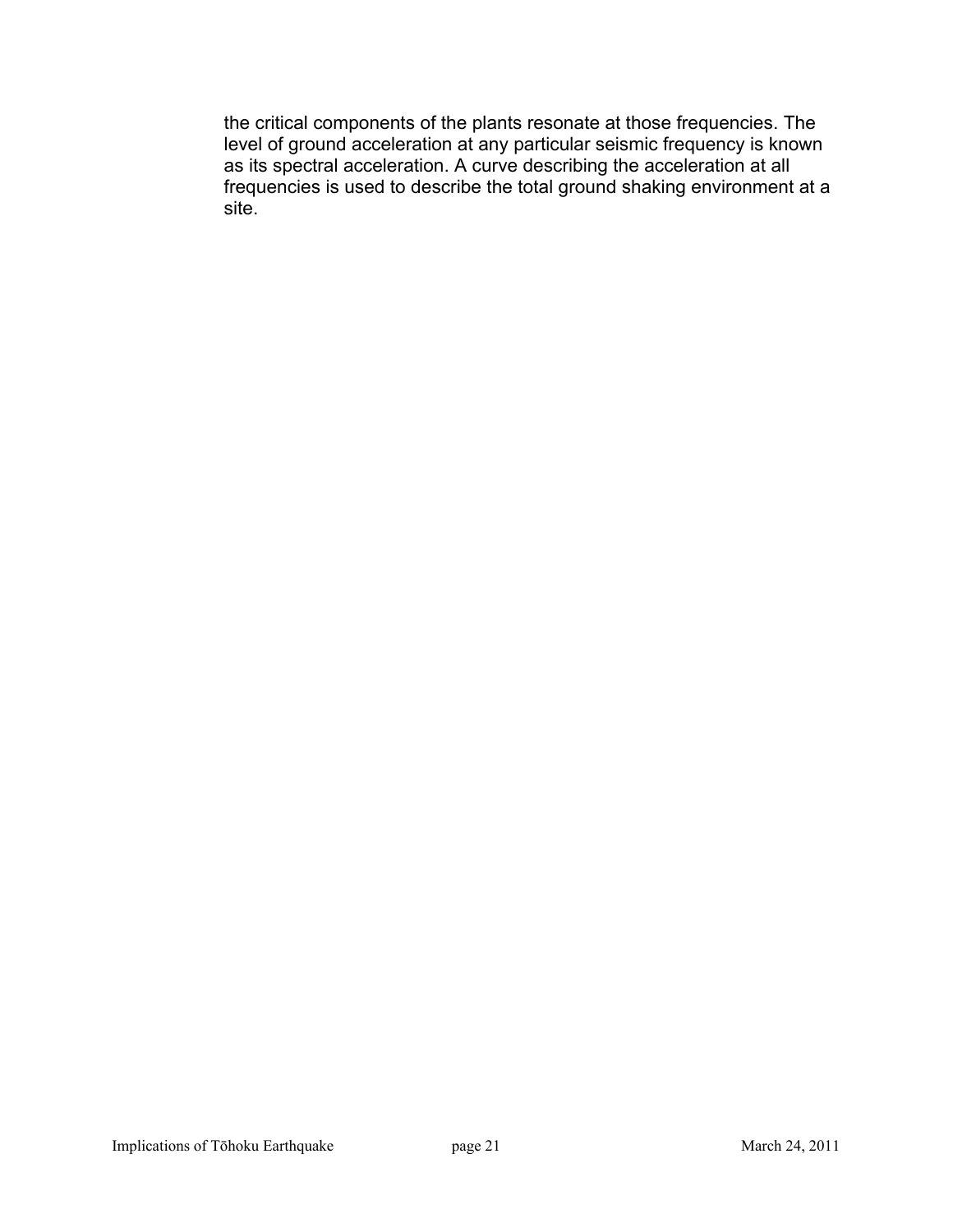the critical components of the plants resonate at those frequencies. The level of ground acceleration at any particular seismic frequency is known as its spectral acceleration. A curve describing the acceleration at all frequencies is used to describe the total ground shaking environment at a site.